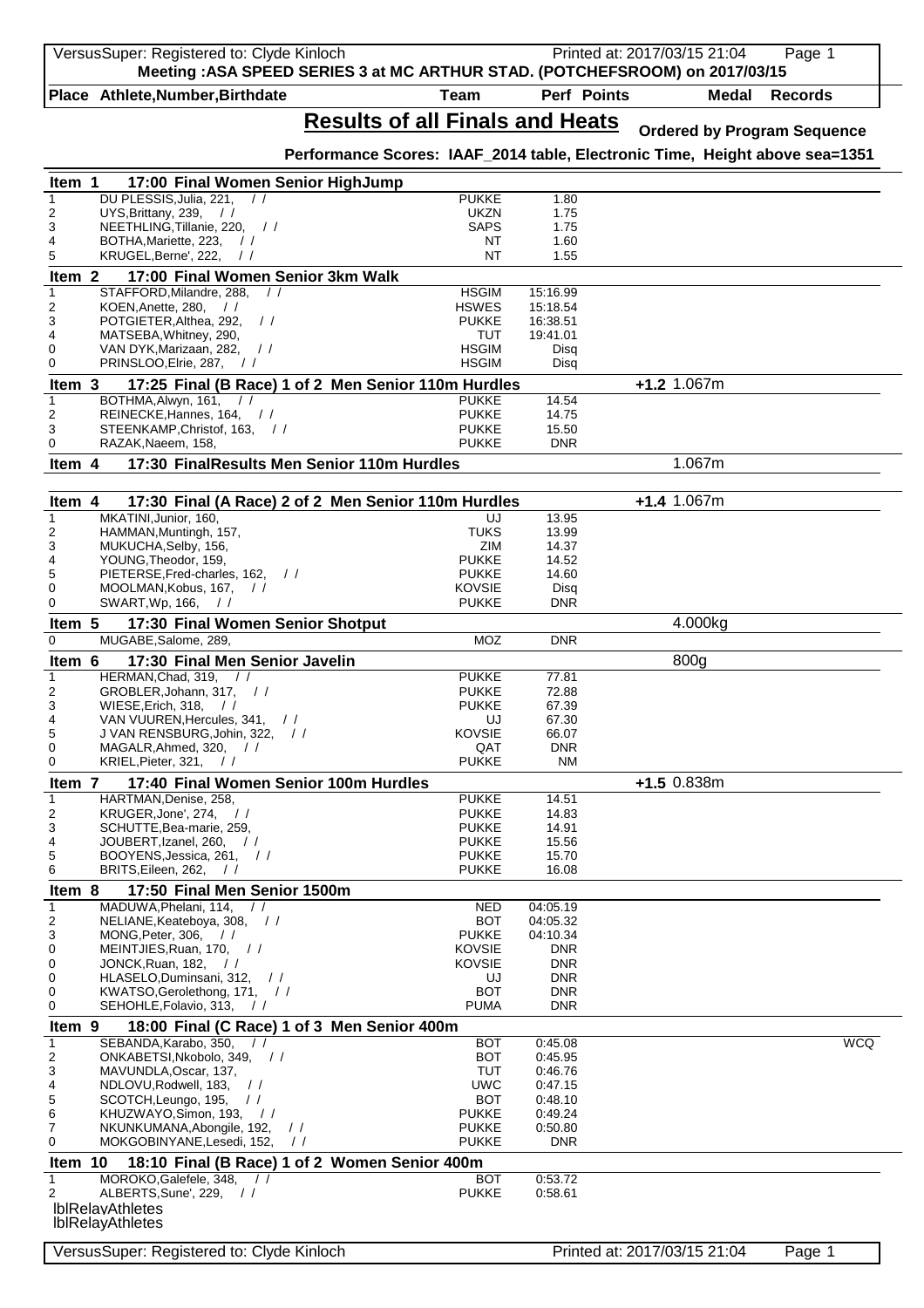Meeting :ASA SPEED SERIES 3 at MC ARTHUR STAD. (POTCHEFSROOM) on 2017/03/15

# Results of all Finals and Heats

Ordered by Program Sequence

Performance Scores: IAAF_2014 table, Electronic Time, Height above sea=1351

| Place | Athlete,Number,Birthdate | Team | Perf | Points | Medal | Records |
|---|---|---|---|---|---|---|
| **Item 1** | **17:00 Final Women Senior HighJump** | | | | | |
| 1 | DU PLESSIS,Julia, 221, / / | PUKKE | 1.80 | | | |
| 2 | UYS,Brittany, 239, / / | UKZN | 1.75 | | | |
| 3 | NEETHLING,Tillanie, 220, / / | SAPS | 1.75 | | | |
| 4 | BOTHA,Mariette, 223, / / | NT | 1.60 | | | |
| 5 | KRUGEL,Berne', 222, / / | NT | 1.55 | | | |
| **Item 2** | **17:00 Final Women Senior 3km Walk** | | | | | |
| 1 | STAFFORD,Milandre, 288, / / | HSGIM | 15:16.99 | | | |
| 2 | KOEN,Anette, 280, / / | HSWES | 15:18.54 | | | |
| 3 | POTGIETER,Althea, 292, / / | PUKKE | 16:38.51 | | | |
| 4 | MATSEBA,Whitney, 290, | TUT | 19:41.01 | | | |
| 0 | VAN DYK,Marizaan, 282, / / | HSGIM | Disq | | | |
| 0 | PRINSLOO,Elrie, 287, / / | HSGIM | Disq | | | |
| **Item 3** | **17:25 Final (B Race) 1 of 2 Men Senior 110m Hurdles** | | | +1.2 | 1.067m | |
| 1 | BOTHMA,Alwyn, 161, / / | PUKKE | 14.54 | | | |
| 2 | REINECKE,Hannes, 164, / / | PUKKE | 14.75 | | | |
| 3 | STEENKAMP,Christof, 163, / / | PUKKE | 15.50 | | | |
| 0 | RAZAK,Naeem, 158, | PUKKE | DNR | | | |
| **Item 4** | **17:30 FinalResults Men Senior 110m Hurdles** | | | | 1.067m | |
| **Item 4** | **17:30 Final (A Race) 2 of 2 Men Senior 110m Hurdles** | | | +1.4 | 1.067m | |
| 1 | MKATINI,Junior, 160, | UJ | 13.95 | | | |
| 2 | HAMMAN,Muntingh, 157, | TUKS | 13.99 | | | |
| 3 | MUKUCHA,Selby, 156, | ZIM | 14.37 | | | |
| 4 | YOUNG,Theodor, 159, | PUKKE | 14.52 | | | |
| 5 | PIETERSE,Fred-charles, 162, / / | PUKKE | 14.60 | | | |
| 0 | MOOLMAN,Kobus, 167, / / | KOVSIE | Disq | | | |
| 0 | SWART,Wp, 166, / / | PUKKE | DNR | | | |
| **Item 5** | **17:30 Final Women Senior Shotput** | | | | 4.000kg | |
| 0 | MUGABE,Salome, 289, | MOZ | DNR | | | |
| **Item 6** | **17:30 Final Men Senior Javelin** | | | | 800g | |
| 1 | HERMAN,Chad, 319, / / | PUKKE | 77.81 | | | |
| 2 | GROBLER,Johann, 317, / / | PUKKE | 72.88 | | | |
| 3 | WIESE,Erich, 318, / / | PUKKE | 67.39 | | | |
| 4 | VAN VUUREN,Hercules, 341, / / | UJ | 67.30 | | | |
| 5 | J VAN RENSBURG,Johin, 322, / / | KOVSIE | 66.07 | | | |
| 0 | MAGALR,Ahmed, 320, / / | QAT | DNR | | | |
| 0 | KRIEL,Pieter, 321, / / | PUKKE | NM | | | |
| **Item 7** | **17:40 Final Women Senior 100m Hurdles** | | | +1.5 | 0.838m | |
| 1 | HARTMAN,Denise, 258, | PUKKE | 14.51 | | | |
| 2 | KRUGER,Jone', 274, / / | PUKKE | 14.83 | | | |
| 3 | SCHUTTE,Bea-marie, 259, | PUKKE | 14.91 | | | |
| 4 | JOUBERT,Izanel, 260, / / | PUKKE | 15.56 | | | |
| 5 | BOOYENS,Jessica, 261, / / | PUKKE | 15.70 | | | |
| 6 | BRITS,Eileen, 262, / / | PUKKE | 16.08 | | | |
| **Item 8** | **17:50 Final Men Senior 1500m** | | | | | |
| 1 | MADUWA,Phelani, 114, / / | NED | 04:05.19 | | | |
| 2 | NELIANE,Keateboya, 308, / / | BOT | 04:05.32 | | | |
| 3 | MONG,Peter, 306, / / | PUKKE | 04:10.34 | | | |
| 0 | MEINTJIES,Ruan, 170, / / | KOVSIE | DNR | | | |
| 0 | JONCK,Ruan, 182, / / | KOVSIE | DNR | | | |
| 0 | HLASELO,Duminsani, 312, / / | UJ | DNR | | | |
| 0 | KWATSO,Gerolethong, 171, / / | BOT | DNR | | | |
| 0 | SEHOHLE,Folavio, 313, / / | PUMA | DNR | | | |
| **Item 9** | **18:00 Final (C Race) 1 of 3 Men Senior 400m** | | | | | |
| 1 | SEBANDA,Karabo, 350, / / | BOT | 0:45.08 | | | WCQ |
| 2 | ONKABETSI,Nkobolo, 349, / / | BOT | 0:45.95 | | | |
| 3 | MAVUNDLA,Oscar, 137, | TUT | 0:46.76 | | | |
| 4 | NDLOVU,Rodwell, 183, / / | UWC | 0:47.15 | | | |
| 5 | SCOTCH,Leungo, 195, / / | BOT | 0:48.10 | | | |
| 6 | KHUZWAYO,Simon, 193, / / | PUKKE | 0:49.24 | | | |
| 7 | NKUNKUMANA,Abongile, 192, / / | PUKKE | 0:50.80 | | | |
| 0 | MOKGOBINYANE,Lesedi, 152, / / | PUKKE | DNR | | | |
| **Item 10** | **18:10 Final (B Race) 1 of 2 Women Senior 400m** | | | | | |
| 1 | MOROKO,Galefele, 348, / / | BOT | 0:53.72 | | | |
| 2 | ALBERTS,Sune', 229, / / | PUKKE | 0:58.61 | | | |

lblRelayAthletes
lblRelayAthletes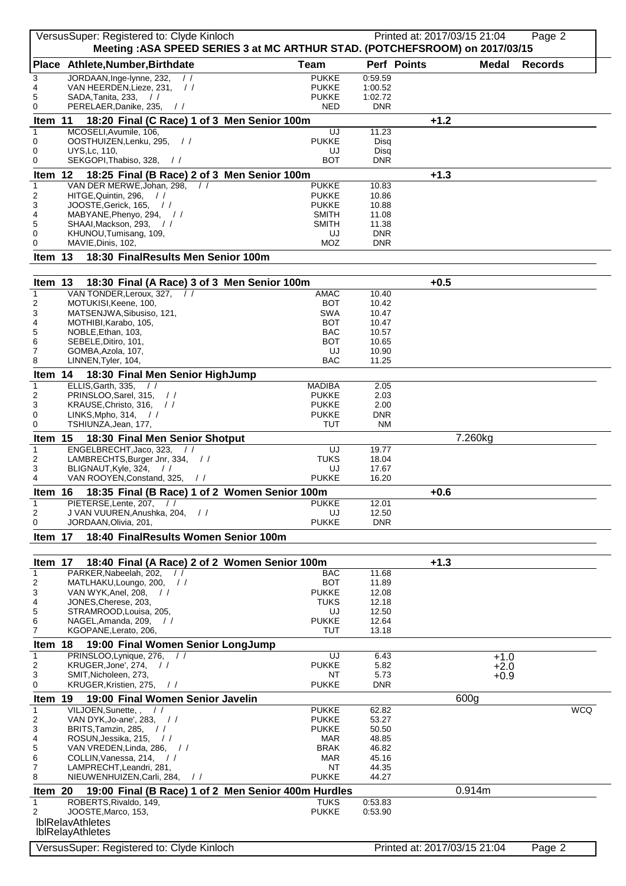**Meeting :ASA SPEED SERIES 3 at MC ARTHUR STAD. (POTCHEFSROOM) on 2017/03/15**

| Place | Athlete,Number,Birthdate | Team | Perf | Points | Medal | Records |
|---|---|---|---|---|---|---|
| 3 | JORDAAN,Inge-lynne, 232, / / | PUKKE | 0:59.59 | | | |
| 4 | VAN HEERDEN,Lieze, 231, / / | PUKKE | 1:00.52 | | | |
| 5 | SADA,Tanita, 233, / / | PUKKE | 1:02.72 | | | |
| 0 | PERELAER,Danike, 235, / / | NED | DNR | | | |

**Item 11 18:20 Final (C Race) 1 of 3 Men Senior 100m** +1.2

| Place | Athlete,Number,Birthdate | Team | Perf |
|---|---|---|---|
| 1 | MCOSELI,Avumile, 106, | UJ | 11.23 |
| 0 | OOSTHUIZEN,Lenku, 295, / / | PUKKE | Disq |
| 0 | UYS,Lc, 110, | UJ | Disq |
| 0 | SEKGOPI,Thabiso, 328, / / | BOT | DNR |

**Item 12 18:25 Final (B Race) 2 of 3 Men Senior 100m** +1.3

| Place | Athlete,Number,Birthdate | Team | Perf |
|---|---|---|---|
| 1 | VAN DER MERWE,Johan, 298, / / | PUKKE | 10.83 |
| 2 | HITGE,Quintin, 296, / / | PUKKE | 10.86 |
| 3 | JOOSTE,Gerick, 165, / / | PUKKE | 10.88 |
| 4 | MABYANE,Phenyo, 294, / / | SMITH | 11.08 |
| 5 | SHAAI,Mackson, 293, / / | SMITH | 11.38 |
| 0 | KHUNOU,Tumisang, 109, | UJ | DNR |
| 0 | MAVIE,Dinis, 102, | MOZ | DNR |

**Item 13 18:30 FinalResults Men Senior 100m**

**Item 13 18:30 Final (A Race) 3 of 3 Men Senior 100m** +0.5

| Place | Athlete,Number,Birthdate | Team | Perf |
|---|---|---|---|
| 1 | VAN TONDER,Leroux, 327, / / | AMAC | 10.40 |
| 2 | MOTUKISI,Keene, 100, | BOT | 10.42 |
| 3 | MATSENJWA,Sibusiso, 121, | SWA | 10.47 |
| 4 | MOTHIBI,Karabo, 105, | BOT | 10.47 |
| 5 | NOBLE,Ethan, 103, | BAC | 10.57 |
| 6 | SEBELE,Ditiro, 101, | BOT | 10.65 |
| 7 | GOMBA,Azola, 107, | UJ | 10.90 |
| 8 | LINNEN,Tyler, 104, | BAC | 11.25 |

**Item 14 18:30 Final Men Senior HighJump**

| Place | Athlete,Number,Birthdate | Team | Perf |
|---|---|---|---|
| 1 | ELLIS,Garth, 335, / / | MADIBA | 2.05 |
| 2 | PRINSLOO,Sarel, 315, / / | PUKKE | 2.03 |
| 3 | KRAUSE,Christo, 316, / / | PUKKE | 2.00 |
| 0 | LINKS,Mpho, 314, / / | PUKKE | DNR |
| 0 | TSHIUNZA,Jean, 177, | TUT | NM |

**Item 15 18:30 Final Men Senior Shotput** 7.260kg

| Place | Athlete,Number,Birthdate | Team | Perf |
|---|---|---|---|
| 1 | ENGELBRECHT,Jaco, 323, / / | UJ | 19.77 |
| 2 | LAMBRECHTS,Burger Jnr, 334, / / | TUKS | 18.04 |
| 3 | BLIGNAUT,Kyle, 324, / / | UJ | 17.67 |
| 4 | VAN ROOYEN,Constand, 325, / / | PUKKE | 16.20 |

**Item 16 18:35 Final (B Race) 1 of 2 Women Senior 100m** +0.6

| Place | Athlete,Number,Birthdate | Team | Perf |
|---|---|---|---|
| 1 | PIETERSE,Lente, 207, / / | PUKKE | 12.01 |
| 2 | J VAN VUUREN,Anushka, 204, / / | UJ | 12.50 |
| 0 | JORDAAN,Olivia, 201, | PUKKE | DNR |

**Item 17 18:40 FinalResults Women Senior 100m**

**Item 17 18:40 Final (A Race) 2 of 2 Women Senior 100m** +1.3

| Place | Athlete,Number,Birthdate | Team | Perf |
|---|---|---|---|
| 1 | PARKER,Nabeelah, 202, / / | BAC | 11.68 |
| 2 | MATLHAKU,Loungo, 200, / / | BOT | 11.89 |
| 3 | VAN WYK,Anel, 208, / / | PUKKE | 12.08 |
| 4 | JONES,Cherese, 203, | TUKS | 12.18 |
| 5 | STRAMROOD,Louisa, 205, | UJ | 12.50 |
| 6 | NAGEL,Amanda, 209, / / | PUKKE | 12.64 |
| 7 | KGOPANE,Lerato, 206, | TUT | 13.18 |

**Item 18 19:00 Final Women Senior LongJump**

| Place | Athlete,Number,Birthdate | Team | Perf | Wind |
|---|---|---|---|---|
| 1 | PRINSLOO,Lynique, 276, / / | UJ | 6.43 | +1.0 |
| 2 | KRUGER,Jone', 274, / / | PUKKE | 5.82 | +2.0 |
| 3 | SMIT,Nicholeen, 273, | NT | 5.73 | +0.9 |
| 0 | KRUGER,Kristien, 275, / / | PUKKE | DNR | |

**Item 19 19:00 Final Women Senior Javelin** 600g

| Place | Athlete,Number,Birthdate | Team | Perf | Records |
|---|---|---|---|---|
| 1 | VILJOEN,Sunette, , / / | PUKKE | 62.82 | WCQ |
| 2 | VAN DYK,Jo-ane', 283, / / | PUKKE | 53.27 | |
| 3 | BRITS,Tamzin, 285, / / | PUKKE | 50.50 | |
| 4 | ROSUN,Jessika, 215, / / | MAR | 48.85 | |
| 5 | VAN VREDEN,Linda, 286, / / | BRAK | 46.82 | |
| 6 | COLLIN,Vanessa, 214, / / | MAR | 45.16 | |
| 7 | LAMPRECHT,Leandri, 281, | NT | 44.35 | |
| 8 | NIEUWENHUIZEN,Carli, 284, / / | PUKKE | 44.27 | |

**Item 20 19:00 Final (B Race) 1 of 2 Men Senior 400m Hurdles** 0.914m

| Place | Athlete,Number,Birthdate | Team | Perf |
|---|---|---|---|
| 1 | ROBERTS,Rivaldo, 149, | TUKS | 0:53.83 |
| 2 | JOOSTE,Marco, 153, | PUKKE | 0:53.90 |

lblRelayAthletes
lblRelayAthletes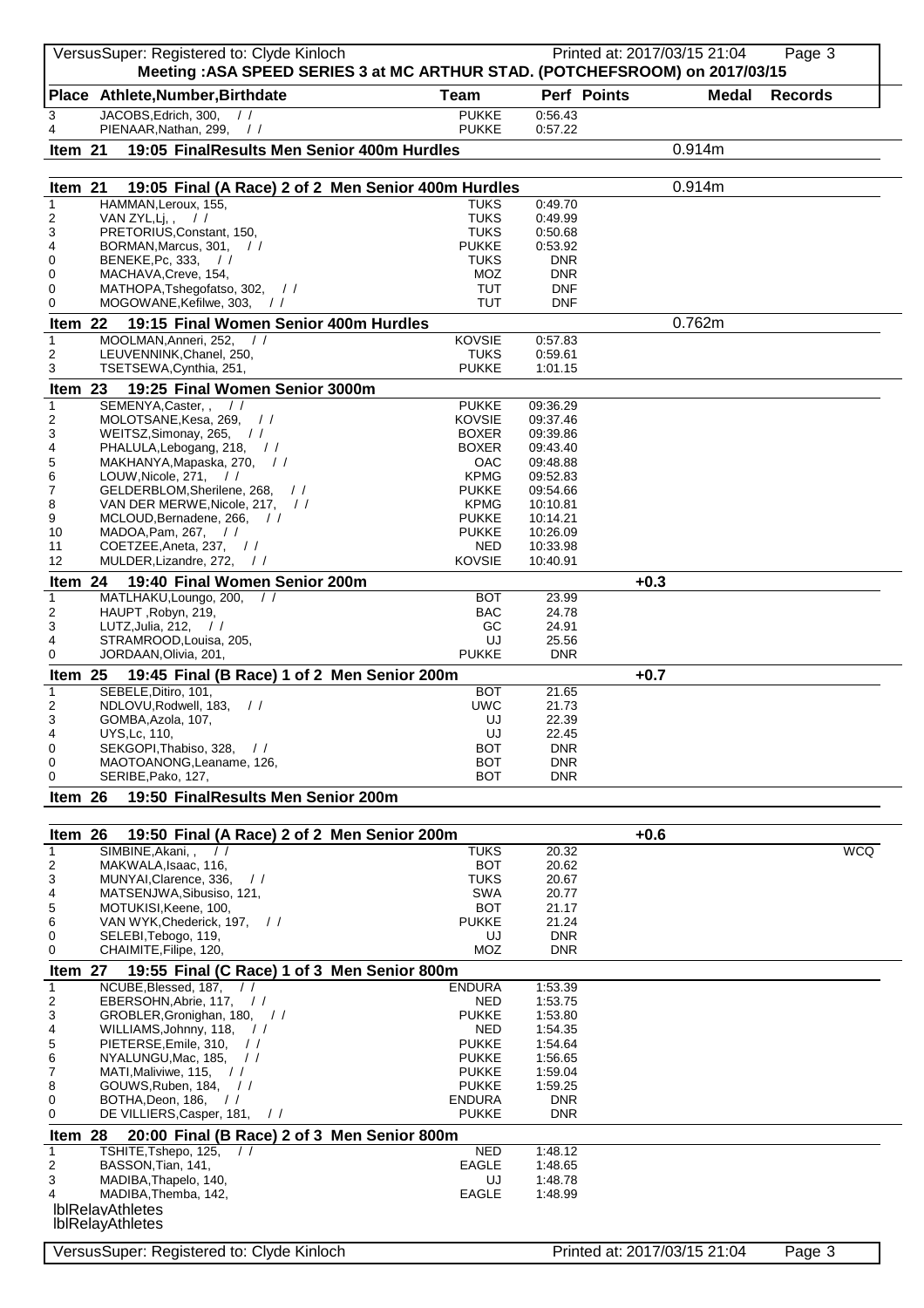Meeting :ASA SPEED SERIES 3 at MC ARTHUR STAD. (POTCHEFSROOM) on 2017/03/15

| Place | Athlete,Number,Birthdate | Team | Perf | Points | Medal | Records |
|---|---|---|---|---|---|---|
| 3 | JACOBS,Edrich, 300, / / | PUKKE | 0:56.43 | | | |
| 4 | PIENAAR,Nathan, 299, / / | PUKKE | 0:57.22 | | | |

## Item 21 19:05 FinalResults Men Senior 400m Hurdles 0.914m

## Item 21 19:05 Final (A Race) 2 of 2 Men Senior 400m Hurdles 0.914m

| Place | Athlete,Number,Birthdate | Team | Perf | Records |
|---|---|---|---|---|
| 1 | HAMMAN,Leroux, 155, | TUKS | 0:49.70 | |
| 2 | VAN ZYL,Lj, , / / | TUKS | 0:49.99 | |
| 3 | PRETORIUS,Constant, 150, | TUKS | 0:50.68 | |
| 4 | BORMAN,Marcus, 301, / / | PUKKE | 0:53.92 | |
| 0 | BENEKE,Pc, 333, / / | TUKS | DNR | |
| 0 | MACHAVA,Creve, 154, | MOZ | DNR | |
| 0 | MATHOPA,Tshegofatso, 302, / / | TUT | DNF | |
| 0 | MOGOWANE,Kefilwe, 303, / / | TUT | DNF | |

## Item 22 19:15 Final Women Senior 400m Hurdles 0.762m

| Place | Athlete,Number,Birthdate | Team | Perf | Records |
|---|---|---|---|---|
| 1 | MOOLMAN,Anneri, 252, / / | KOVSIE | 0:57.83 | |
| 2 | LEUVENNINK,Chanel, 250, | TUKS | 0:59.61 | |
| 3 | TSETSEWA,Cynthia, 251, | PUKKE | 1:01.15 | |

## Item 23 19:25 Final Women Senior 3000m

| Place | Athlete,Number,Birthdate | Team | Perf | Records |
|---|---|---|---|---|
| 1 | SEMENYA,Caster, , / / | PUKKE | 09:36.29 | |
| 2 | MOLOTSANE,Kesa, 269, / / | KOVSIE | 09:37.46 | |
| 3 | WEITSZ,Simonay, 265, / / | BOXER | 09:39.86 | |
| 4 | PHALULA,Lebogang, 218, / / | BOXER | 09:43.40 | |
| 5 | MAKHANYA,Mapaska, 270, / / | OAC | 09:48.88 | |
| 6 | LOUW,Nicole, 271, / / | KPMG | 09:52.83 | |
| 7 | GELDERBLOM,Sherilene, 268, / / | PUKKE | 09:54.66 | |
| 8 | VAN DER MERWE,Nicole, 217, / / | KPMG | 10:10.81 | |
| 9 | MCLOUD,Bernadene, 266, / / | PUKKE | 10:14.21 | |
| 10 | MADOA,Pam, 267, / / | PUKKE | 10:26.09 | |
| 11 | COETZEE,Aneta, 237, / / | NED | 10:33.98 | |
| 12 | MULDER,Lizandre, 272, / / | KOVSIE | 10:40.91 | |

## Item 24 19:40 Final Women Senior 200m +0.3

| Place | Athlete,Number,Birthdate | Team | Perf | Records |
|---|---|---|---|---|
| 1 | MATLHAKU,Loungo, 200, / / | BOT | 23.99 | |
| 2 | HAUPT ,Robyn, 219, | BAC | 24.78 | |
| 3 | LUTZ,Julia, 212, / / | GC | 24.91 | |
| 4 | STRAMROOD,Louisa, 205, | UJ | 25.56 | |
| 0 | JORDAAN,Olivia, 201, | PUKKE | DNR | |

## Item 25 19:45 Final (B Race) 1 of 2 Men Senior 200m +0.7

| Place | Athlete,Number,Birthdate | Team | Perf | Records |
|---|---|---|---|---|
| 1 | SEBELE,Ditiro, 101, | BOT | 21.65 | |
| 2 | NDLOVU,Rodwell, 183, / / | UWC | 21.73 | |
| 3 | GOMBA,Azola, 107, | UJ | 22.39 | |
| 4 | UYS,Lc, 110, | UJ | 22.45 | |
| 0 | SEKGOPI,Thabiso, 328, / / | BOT | DNR | |
| 0 | MAOTOANONG,Leaname, 126, | BOT | DNR | |
| 0 | SERIBE,Pako, 127, | BOT | DNR | |

## Item 26 19:50 FinalResults Men Senior 200m

## Item 26 19:50 Final (A Race) 2 of 2 Men Senior 200m +0.6

| Place | Athlete,Number,Birthdate | Team | Perf | Records |
|---|---|---|---|---|
| 1 | SIMBINE,Akani, , / / | TUKS | 20.32 | WCQ |
| 2 | MAKWALA,Isaac, 116, | BOT | 20.62 | |
| 3 | MUNYAI,Clarence, 336, / / | TUKS | 20.67 | |
| 4 | MATSENJWA,Sibusiso, 121, | SWA | 20.77 | |
| 5 | MOTUKISI,Keene, 100, | BOT | 21.17 | |
| 6 | VAN WYK,Chederick, 197, / / | PUKKE | 21.24 | |
| 0 | SELEBI,Tebogo, 119, | UJ | DNR | |
| 0 | CHAIMITE,Filipe, 120, | MOZ | DNR | |

## Item 27 19:55 Final (C Race) 1 of 3 Men Senior 800m

| Place | Athlete,Number,Birthdate | Team | Perf | Records |
|---|---|---|---|---|
| 1 | NCUBE,Blessed, 187, / / | ENDURA | 1:53.39 | |
| 2 | EBERSOHN,Abrie, 117, / / | NED | 1:53.75 | |
| 3 | GROBLER,Gronighan, 180, / / | PUKKE | 1:53.80 | |
| 4 | WILLIAMS,Johnny, 118, / / | NED | 1:54.35 | |
| 5 | PIETERSE,Emile, 310, / / | PUKKE | 1:54.64 | |
| 6 | NYALUNGU,Mac, 185, / / | PUKKE | 1:56.65 | |
| 7 | MATI,Maliviwe, 115, / / | PUKKE | 1:59.04 | |
| 8 | GOUWS,Ruben, 184, / / | PUKKE | 1:59.25 | |
| 0 | BOTHA,Deon, 186, / / | ENDURA | DNR | |
| 0 | DE VILLIERS,Casper, 181, / / | PUKKE | DNR | |

## Item 28 20:00 Final (B Race) 2 of 3 Men Senior 800m

| Place | Athlete,Number,Birthdate | Team | Perf | Records |
|---|---|---|---|---|
| 1 | TSHITE,Tshepo, 125, / / | NED | 1:48.12 | |
| 2 | BASSON,Tian, 141, | EAGLE | 1:48.65 | |
| 3 | MADIBA,Thapelo, 140, | UJ | 1:48.78 | |
| 4 | MADIBA,Themba, 142, | EAGLE | 1:48.99 | |

lblRelayAthletes
lblRelayAthletes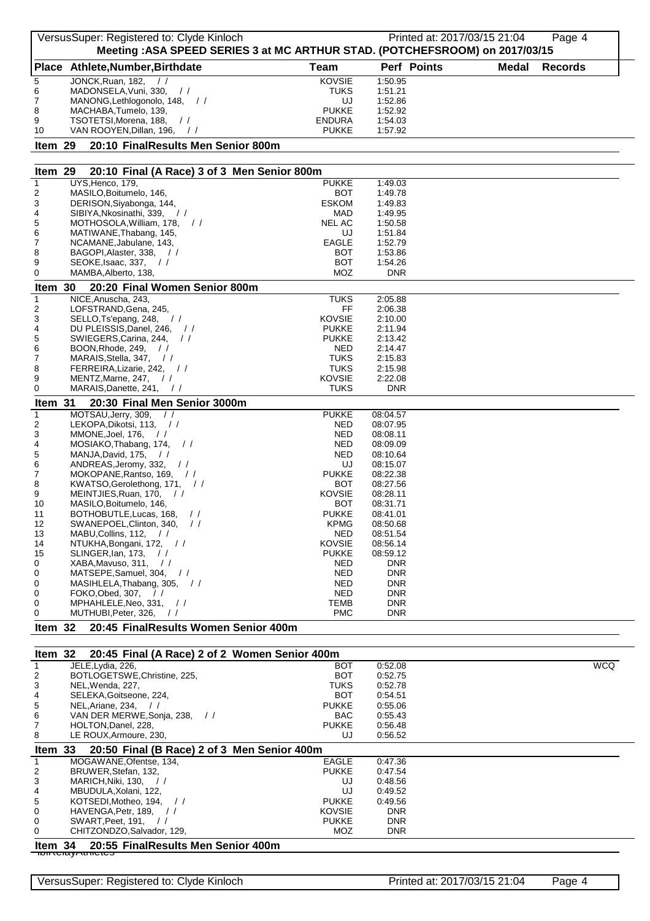Meeting :ASA SPEED SERIES 3 at MC ARTHUR STAD. (POTCHEFSROOM) on 2017/03/15

| Place | Athlete,Number,Birthdate | Team | Perf | Points | Medal | Records |
|---|---|---|---|---|---|---|
| 5 | JONCK,Ruan, 182, / / | KOVSIE | 1:50.95 | | | |
| 6 | MADONSELA,Vuni, 330, / / | TUKS | 1:51.21 | | | |
| 7 | MANONG,Lethlogonolo, 148, / / | UJ | 1:52.86 | | | |
| 8 | MACHABA,Tumelo, 139, | PUKKE | 1:52.92 | | | |
| 9 | TSOTETSI,Morena, 188, / / | ENDURA | 1:54.03 | | | |
| 10 | VAN ROOYEN,Dillan, 196, / / | PUKKE | 1:57.92 | | | |

**Item 29 20:10 FinalResults Men Senior 800m**

**Item 29 20:10 Final (A Race) 3 of 3 Men Senior 800m**

| Place | Athlete,Number,Birthdate | Team | Perf | Points | Medal | Records |
|---|---|---|---|---|---|---|
| 1 | UYS,Henco, 179, | PUKKE | 1:49.03 | | | |
| 2 | MASILO,Boitumelo, 146, | BOT | 1:49.78 | | | |
| 3 | DERISON,Siyabonga, 144, | ESKOM | 1:49.83 | | | |
| 4 | SIBIYA,Nkosinathi, 339, / / | MAD | 1:49.95 | | | |
| 5 | MOTHOSOLA,William, 178, / / | NEL AC | 1:50.58 | | | |
| 6 | MATIWANE,Thabang, 145, | UJ | 1:51.84 | | | |
| 7 | NCAMANE,Jabulane, 143, | EAGLE | 1:52.79 | | | |
| 8 | BAGOPI,Alaster, 338, / / | BOT | 1:53.86 | | | |
| 9 | SEOKE,Isaac, 337, / / | BOT | 1:54.26 | | | |
| 0 | MAMBA,Alberto, 138, | MOZ | DNR | | | |

**Item 30 20:20 Final Women Senior 800m**

| Place | Athlete,Number,Birthdate | Team | Perf | Points | Medal | Records |
|---|---|---|---|---|---|---|
| 1 | NICE,Anuscha, 243, | TUKS | 2:05.88 | | | |
| 2 | LOFSTRAND,Gena, 245, | FF | 2:06.38 | | | |
| 3 | SELLO,Ts'epang, 248, / / | KOVSIE | 2:10.00 | | | |
| 4 | DU PLEISSIS,Danel, 246, / / | PUKKE | 2:11.94 | | | |
| 5 | SWIEGERS,Carina, 244, / / | PUKKE | 2:13.42 | | | |
| 6 | BOON,Rhode, 249, / / | NED | 2:14.47 | | | |
| 7 | MARAIS,Stella, 347, / / | TUKS | 2:15.83 | | | |
| 8 | FERREIRA,Lizarie, 242, / / | TUKS | 2:15.98 | | | |
| 9 | MENTZ,Marne, 247, / / | KOVSIE | 2:22.08 | | | |
| 0 | MARAIS,Danette, 241, / / | TUKS | DNR | | | |

**Item 31 20:30 Final Men Senior 3000m**

| Place | Athlete,Number,Birthdate | Team | Perf | Points | Medal | Records |
|---|---|---|---|---|---|---|
| 1 | MOTSAU,Jerry, 309, / / | PUKKE | 08:04.57 | | | |
| 2 | LEKOPA,Dikotsi, 113, / / | NED | 08:07.95 | | | |
| 3 | MMONE,Joel, 176, / / | NED | 08:08.11 | | | |
| 4 | MOSIAKO,Thabang, 174, / / | NED | 08:09.09 | | | |
| 5 | MANJA,David, 175, / / | NED | 08:10.64 | | | |
| 6 | ANDREAS,Jeromy, 332, / / | UJ | 08:15.07 | | | |
| 7 | MOKOPANE,Rantso, 169, / / | PUKKE | 08:22.38 | | | |
| 8 | KWATSO,Gerolethong, 171, / / | BOT | 08:27.56 | | | |
| 9 | MEINTJIES,Ruan, 170, / / | KOVSIE | 08:28.11 | | | |
| 10 | MASILO,Boitumelo, 146, | BOT | 08:31.71 | | | |
| 11 | BOTHOBUTLE,Lucas, 168, / / | PUKKE | 08:41.01 | | | |
| 12 | SWANEPOEL,Clinton, 340, / / | KPMG | 08:50.68 | | | |
| 13 | MABU,Collins, 112, / / | NED | 08:51.54 | | | |
| 14 | NTUKHA,Bongani, 172, / / | KOVSIE | 08:56.14 | | | |
| 15 | SLINGER,Ian, 173, / / | PUKKE | 08:59.12 | | | |
| 0 | XABA,Mavuso, 311, / / | NED | DNR | | | |
| 0 | MATSEPE,Samuel, 304, / / | NED | DNR | | | |
| 0 | MASIHLELA,Thabang, 305, / / | NED | DNR | | | |
| 0 | FOKO,Obed, 307, / / | NED | DNR | | | |
| 0 | MPHAHLELE,Neo, 331, / / | TEMB | DNR | | | |
| 0 | MUTHUBI,Peter, 326, / / | PMC | DNR | | | |

**Item 32 20:45 FinalResults Women Senior 400m**

**Item 32 20:45 Final (A Race) 2 of 2 Women Senior 400m**

| Place | Athlete,Number,Birthdate | Team | Perf | Points | Medal | Records |
|---|---|---|---|---|---|---|
| 1 | JELE,Lydia, 226, | BOT | 0:52.08 | | | WCQ |
| 2 | BOTLOGETSWE,Christine, 225, | BOT | 0:52.75 | | | |
| 3 | NEL,Wenda, 227, | TUKS | 0:52.78 | | | |
| 4 | SELEKA,Goitseone, 224, | BOT | 0:54.51 | | | |
| 5 | NEL,Ariane, 234, / / | PUKKE | 0:55.06 | | | |
| 6 | VAN DER MERWE,Sonja, 238, / / | BAC | 0:55.43 | | | |
| 7 | HOLTON,Danel, 228, | PUKKE | 0:56.48 | | | |
| 8 | LE ROUX,Armoure, 230, | UJ | 0:56.52 | | | |

**Item 33 20:50 Final (B Race) 2 of 3 Men Senior 400m**

| Place | Athlete,Number,Birthdate | Team | Perf | Points | Medal | Records |
|---|---|---|---|---|---|---|
| 1 | MOGAWANE,Ofentse, 134, | EAGLE | 0:47.36 | | | |
| 2 | BRUWER,Stefan, 132, | PUKKE | 0:47.54 | | | |
| 3 | MARICH,Niki, 130, / / | UJ | 0:48.56 | | | |
| 4 | MBUDULA,Xolani, 122, | UJ | 0:49.52 | | | |
| 5 | KOTSEDI,Motheo, 194, / / | PUKKE | 0:49.56 | | | |
| 0 | HAVENGA,Petr, 189, / / | KOVSIE | DNR | | | |
| 0 | SWART,Peet, 191, / / | PUKKE | DNR | | | |
| 0 | CHITZONDZO,Salvador, 129, | MOZ | DNR | | | |

**Item 34 20:55 FinalResults Men Senior 400m**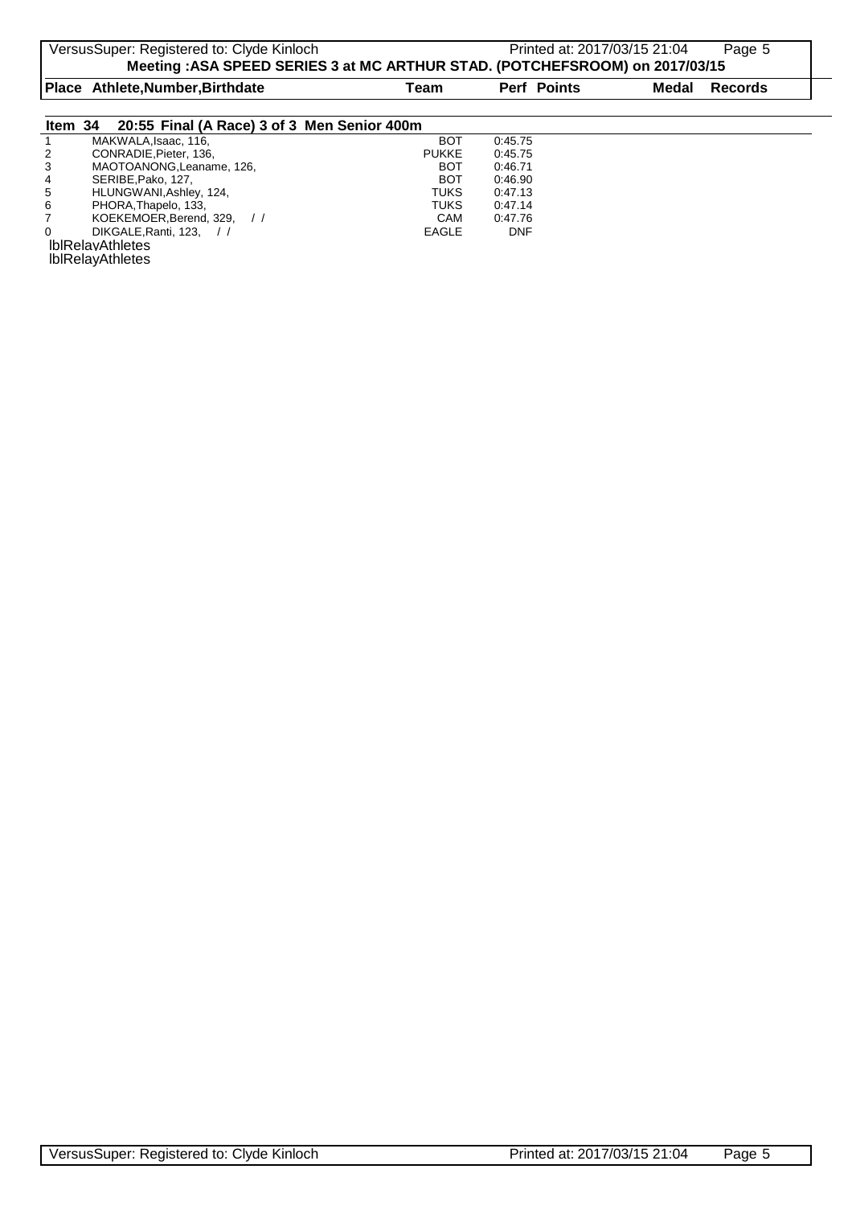VersusSuper: Registered to: Clyde Kinloch Printed at: 2017/03/15 21:04

**Meeting :ASA SPEED SERIES 3 at MC ARTHUR STAD. (POTCHEFSROOM) on 2017/03/15**

## Item 34 20:55 Final (A Race) 3 of 3 Men Senior 400m

| Place | Athlete,Number,Birthdate | Team | Perf | Points | Medal | Records |
|---|---|---|---|---|---|---|
| 1 | MAKWALA,Isaac, 116, | BOT | 0:45.75 | | | |
| 2 | CONRADIE,Pieter, 136, | PUKKE | 0:45.75 | | | |
| 3 | MAOTOANONG,Leaname, 126, | BOT | 0:46.71 | | | |
| 4 | SERIBE,Pako, 127, | BOT | 0:46.90 | | | |
| 5 | HLUNGWANI,Ashley, 124, | TUKS | 0:47.13 | | | |
| 6 | PHORA,Thapelo, 133, | TUKS | 0:47.14 | | | |
| 7 | KOEKEMOER,Berend, 329, / / | CAM | 0:47.76 | | | |
| 0 | DIKGALE,Ranti, 123, / / | EAGLE | DNF | | | |

lblRelayAthletes

lblRelayAthletes